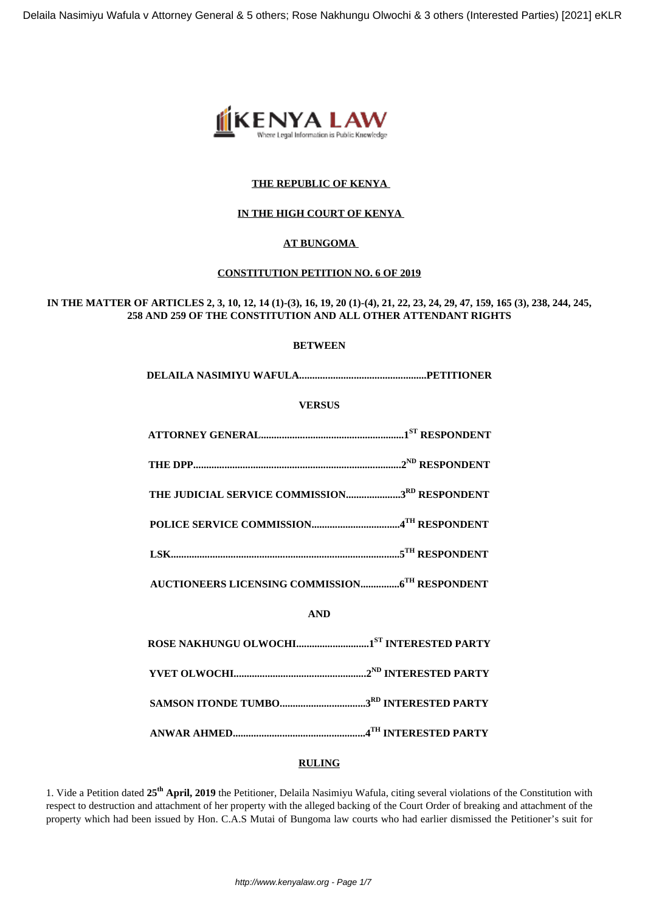**THE REPUBLIC OF KENYA**

**IN THE HIGH COURT OF KENYA**

**AT BUNGOMA**

**CONSTITUTION PETITION NO. 6 OF 2019**

**IN THE MATTER OF ARTICLES 2, 3, 10, 12, 14 (1)-(3), 16, 19, 20 (1)-(4), 21, 22, 23, 24, 29, 47, 159, 165 (3), 238, 244, 245, 258 AND 259 OF THE CONSTITUTION AND ALL OTHER ATTENDANT RIGHTS**

**BETWEEN**

**DELAILA NASIMIYU WAFULA................................................PETITIONER**

**VERSUS**

**ATTORNEY GENERAL......................................................1ST RESPONDENT**

**THE DPP..............................................................................2ND RESPONDENT**

**THE JUDICIAL SERVICE COMMISSION....................3RD RESPONDENT**

**POLICE SERVICE COMMISSION.................................4TH RESPONDENT**

**LSK......................................................................................5TH RESPONDENT**

**AUCTIONEERS LICENSING COMMISSION..............6TH RESPONDENT**

**AND**

**ROSE NAKHUNGU OLWOCHI............................1ST INTERESTED PARTY**

**YVET OLWOCHI..................................................2ND INTERESTED PARTY**

**SAMSON ITONDE TUMBO................................3RD INTERESTED PARTY**

**ANWAR AHMED..................................................4TH INTERESTED PARTY**

**RULING**

1. Vide a Petition dated **25th April, 2019** the Petitioner, Delaila Nasimiyu Wafula, citing several violations of the Constitution with respect to destruction and attachment of her property with the alleged backing of the Court Order of breaking and attachment of the property which had been issued by Hon. C.A.S Mutai of Bungoma law courts who had earlier dismissed the Petitioner's suit for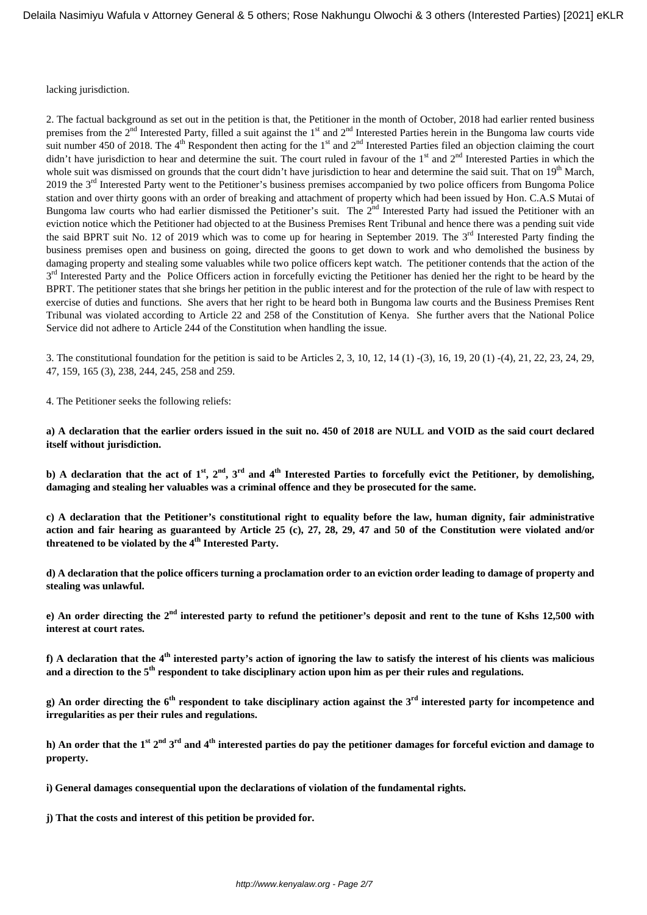lacking jurisdiction.

2. The factual background as set out in the petition is that, the Petitioner in the month of October, 2018 had earlier rented business premises from the 2nd Interested Party, filled a suit against the 1st and 2nd Interested Parties herein in the Bungoma law courts vide suit number 450 of 2018. The 4th Respondent then acting for the 1st and 2nd Interested Parties filed an objection claiming the court didn't have jurisdiction to hear and determine the suit. The court ruled in favour of the 1st and 2nd Interested Parties in which the whole suit was dismissed on grounds that the court didn't have jurisdiction to hear and determine the said suit. That on 19th March, 2019 the 3rd Interested Party went to the Petitioner's business premises accompanied by two police officers from Bungoma Police station and over thirty goons with an order of breaking and attachment of property which had been issued by Hon. C.A.S Mutai of Bungoma law courts who had earlier dismissed the Petitioner's suit. The 2nd Interested Party had issued the Petitioner with an eviction notice which the Petitioner had objected to at the Business Premises Rent Tribunal and hence there was a pending suit vide the said BPRT suit No. 12 of 2019 which was to come up for hearing in September 2019. The 3rd Interested Party finding the business premises open and business on going, directed the goons to get down to work and who demolished the business by damaging property and stealing some valuables while two police officers kept watch. The petitioner contends that the action of the 3rd Interested Party and the Police Officers action in forcefully evicting the Petitioner has denied her the right to be heard by the BPRT. The petitioner states that she brings her petition in the public interest and for the protection of the rule of law with respect to exercise of duties and functions. She avers that her right to be heard both in Bungoma law courts and the Business Premises Rent Tribunal was violated according to Article 22 and 258 of the Constitution of Kenya. She further avers that the National Police Service did not adhere to Article 244 of the Constitution when handling the issue.

3. The constitutional foundation for the petition is said to be Articles 2, 3, 10, 12, 14 (1) -(3), 16, 19, 20 (1) -(4), 21, 22, 23, 24, 29, 47, 159, 165 (3), 238, 244, 245, 258 and 259.

4. The Petitioner seeks the following reliefs:

**a) A declaration that the earlier orders issued in the suit no. 450 of 2018 are NULL and VOID as the said court declared itself without jurisdiction.**

**b) A declaration that the act of 1st, 2nd, 3rd and 4th Interested Parties to forcefully evict the Petitioner, by demolishing, damaging and stealing her valuables was a criminal offence and they be prosecuted for the same.**

**c) A declaration that the Petitioner's constitutional right to equality before the law, human dignity, fair administrative action and fair hearing as guaranteed by Article 25 (c), 27, 28, 29, 47 and 50 of the Constitution were violated and/or threatened to be violated by the 4th Interested Party.**

**d) A declaration that the police officers turning a proclamation order to an eviction order leading to damage of property and stealing was unlawful.**

**e) An order directing the 2nd interested party to refund the petitioner's deposit and rent to the tune of Kshs 12,500 with interest at court rates.**

**f) A declaration that the 4th interested party's action of ignoring the law to satisfy the interest of his clients was malicious and a direction to the 5th respondent to take disciplinary action upon him as per their rules and regulations.**

**g) An order directing the 6th respondent to take disciplinary action against the 3rd interested party for incompetence and irregularities as per their rules and regulations.**

**h) An order that the 1st 2nd 3rd and 4th interested parties do pay the petitioner damages for forceful eviction and damage to property.**

**i) General damages consequential upon the declarations of violation of the fundamental rights.**

**j) That the costs and interest of this petition be provided for.**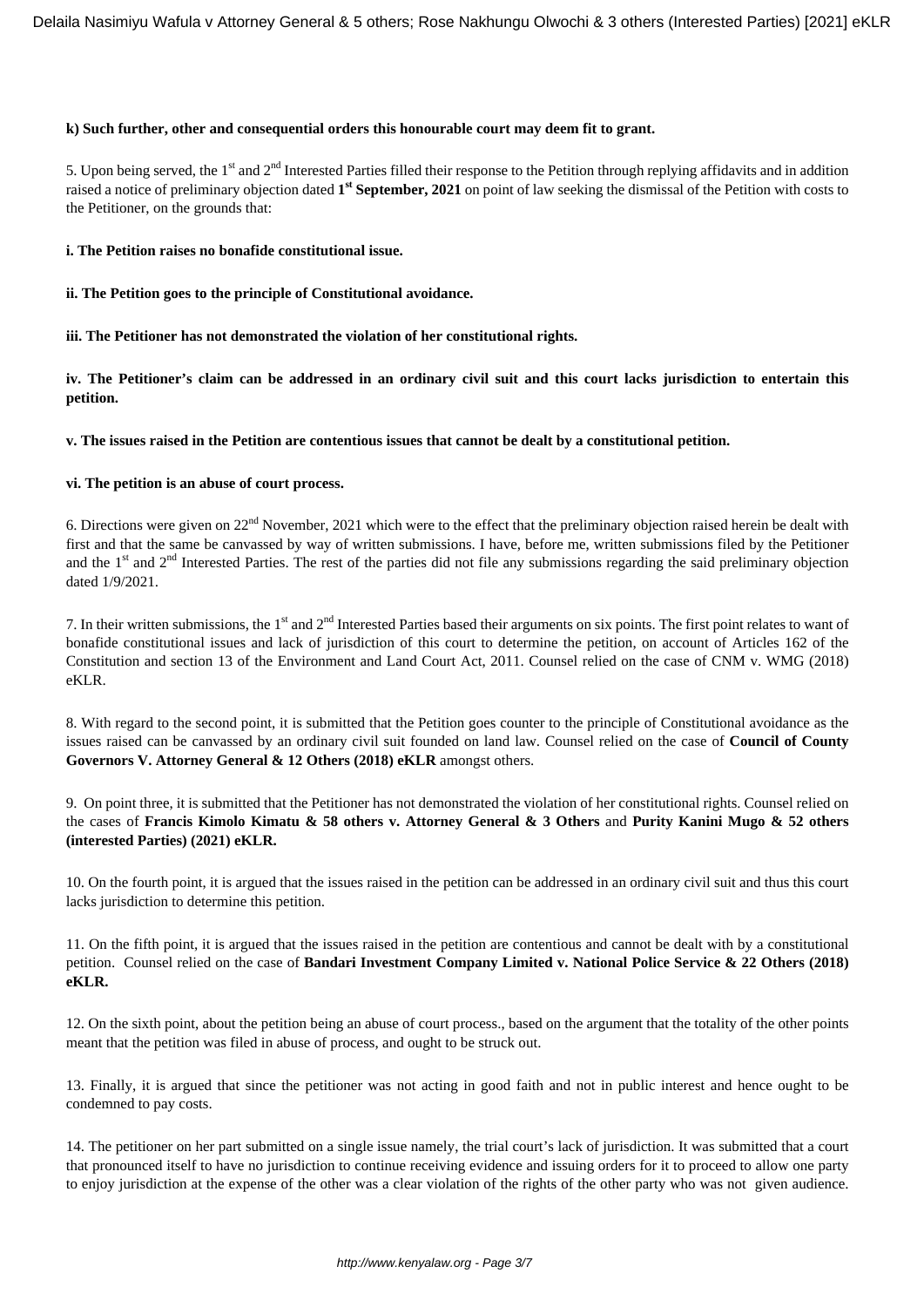**k) Such further, other and consequential orders this honourable court may deem fit to grant.**

5. Upon being served, the 1st and 2nd Interested Parties filled their response to the Petition through replying affidavits and in addition raised a notice of preliminary objection dated **1st September, 2021** on point of law seeking the dismissal of the Petition with costs to the Petitioner, on the grounds that:

**i. The Petition raises no bonafide constitutional issue.**

**ii. The Petition goes to the principle of Constitutional avoidance.**

**iii. The Petitioner has not demonstrated the violation of her constitutional rights.**

**iv. The Petitioner's claim can be addressed in an ordinary civil suit and this court lacks jurisdiction to entertain this petition.**

**v. The issues raised in the Petition are contentious issues that cannot be dealt by a constitutional petition.**

**vi. The petition is an abuse of court process.**

6. Directions were given on 22nd November, 2021 which were to the effect that the preliminary objection raised herein be dealt with first and that the same be canvassed by way of written submissions. I have, before me, written submissions filed by the Petitioner and the 1st and 2nd Interested Parties. The rest of the parties did not file any submissions regarding the said preliminary objection dated 1/9/2021.

7. In their written submissions, the 1st and 2nd Interested Parties based their arguments on six points. The first point relates to want of bonafide constitutional issues and lack of jurisdiction of this court to determine the petition, on account of Articles 162 of the Constitution and section 13 of the Environment and Land Court Act, 2011. Counsel relied on the case of CNM v. WMG (2018) eKLR.

8. With regard to the second point, it is submitted that the Petition goes counter to the principle of Constitutional avoidance as the issues raised can be canvassed by an ordinary civil suit founded on land law. Counsel relied on the case of **Council of County Governors V. Attorney General & 12 Others (2018) eKLR** amongst others.

9. On point three, it is submitted that the Petitioner has not demonstrated the violation of her constitutional rights. Counsel relied on the cases of **Francis Kimolo Kimatu & 58 others v. Attorney General & 3 Others** and **Purity Kanini Mugo & 52 others (interested Parties) (2021) eKLR.**

10. On the fourth point, it is argued that the issues raised in the petition can be addressed in an ordinary civil suit and thus this court lacks jurisdiction to determine this petition.

11. On the fifth point, it is argued that the issues raised in the petition are contentious and cannot be dealt with by a constitutional petition. Counsel relied on the case of **Bandari Investment Company Limited v. National Police Service & 22 Others (2018) eKLR.**

12. On the sixth point, about the petition being an abuse of court process., based on the argument that the totality of the other points meant that the petition was filed in abuse of process, and ought to be struck out.

13. Finally, it is argued that since the petitioner was not acting in good faith and not in public interest and hence ought to be condemned to pay costs.

14. The petitioner on her part submitted on a single issue namely, the trial court's lack of jurisdiction. It was submitted that a court that pronounced itself to have no jurisdiction to continue receiving evidence and issuing orders for it to proceed to allow one party to enjoy jurisdiction at the expense of the other was a clear violation of the rights of the other party who was not given audience.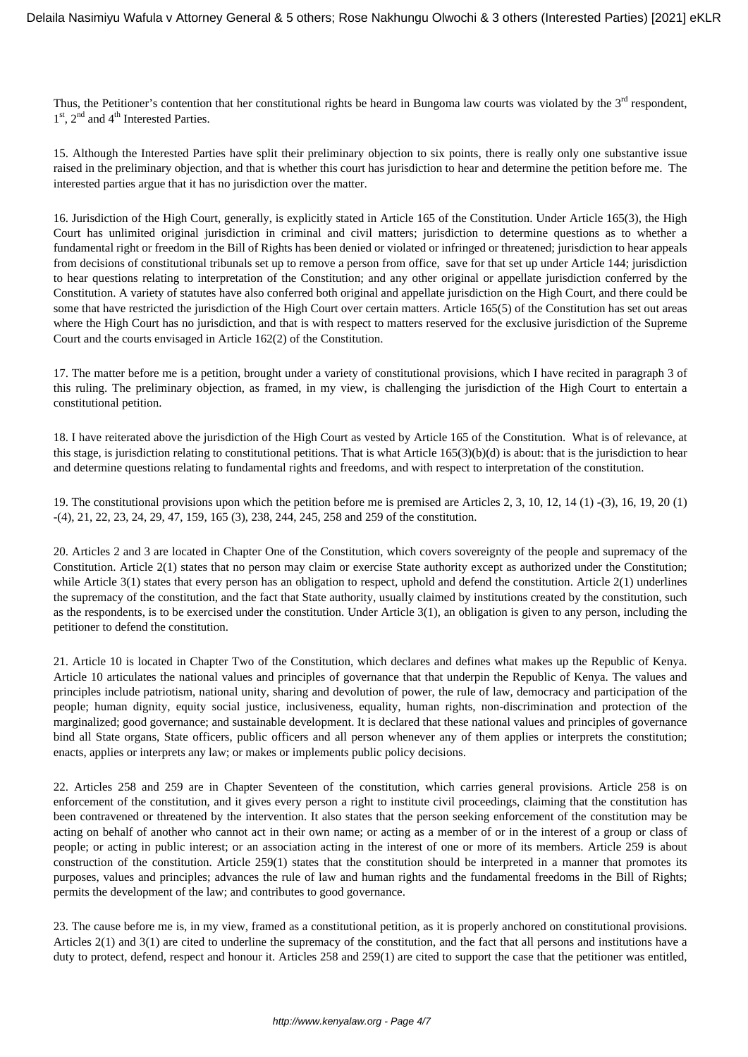Thus, the Petitioner's contention that her constitutional rights be heard in Bungoma law courts was violated by the 3rd respondent, 1st, 2nd and 4th Interested Parties.

15. Although the Interested Parties have split their preliminary objection to six points, there is really only one substantive issue raised in the preliminary objection, and that is whether this court has jurisdiction to hear and determine the petition before me. The interested parties argue that it has no jurisdiction over the matter.

16. Jurisdiction of the High Court, generally, is explicitly stated in Article 165 of the Constitution. Under Article 165(3), the High Court has unlimited original jurisdiction in criminal and civil matters; jurisdiction to determine questions as to whether a fundamental right or freedom in the Bill of Rights has been denied or violated or infringed or threatened; jurisdiction to hear appeals from decisions of constitutional tribunals set up to remove a person from office, save for that set up under Article 144; jurisdiction to hear questions relating to interpretation of the Constitution; and any other original or appellate jurisdiction conferred by the Constitution. A variety of statutes have also conferred both original and appellate jurisdiction on the High Court, and there could be some that have restricted the jurisdiction of the High Court over certain matters. Article 165(5) of the Constitution has set out areas where the High Court has no jurisdiction, and that is with respect to matters reserved for the exclusive jurisdiction of the Supreme Court and the courts envisaged in Article 162(2) of the Constitution.

17. The matter before me is a petition, brought under a variety of constitutional provisions, which I have recited in paragraph 3 of this ruling. The preliminary objection, as framed, in my view, is challenging the jurisdiction of the High Court to entertain a constitutional petition.

18. I have reiterated above the jurisdiction of the High Court as vested by Article 165 of the Constitution. What is of relevance, at this stage, is jurisdiction relating to constitutional petitions. That is what Article 165(3)(b)(d) is about: that is the jurisdiction to hear and determine questions relating to fundamental rights and freedoms, and with respect to interpretation of the constitution.

19. The constitutional provisions upon which the petition before me is premised are Articles 2, 3, 10, 12, 14 (1) -(3), 16, 19, 20 (1) -(4), 21, 22, 23, 24, 29, 47, 159, 165 (3), 238, 244, 245, 258 and 259 of the constitution.

20. Articles 2 and 3 are located in Chapter One of the Constitution, which covers sovereignty of the people and supremacy of the Constitution. Article 2(1) states that no person may claim or exercise State authority except as authorized under the Constitution; while Article 3(1) states that every person has an obligation to respect, uphold and defend the constitution. Article 2(1) underlines the supremacy of the constitution, and the fact that State authority, usually claimed by institutions created by the constitution, such as the respondents, is to be exercised under the constitution. Under Article 3(1), an obligation is given to any person, including the petitioner to defend the constitution.

21. Article 10 is located in Chapter Two of the Constitution, which declares and defines what makes up the Republic of Kenya. Article 10 articulates the national values and principles of governance that that underpin the Republic of Kenya. The values and principles include patriotism, national unity, sharing and devolution of power, the rule of law, democracy and participation of the people; human dignity, equity social justice, inclusiveness, equality, human rights, non-discrimination and protection of the marginalized; good governance; and sustainable development. It is declared that these national values and principles of governance bind all State organs, State officers, public officers and all person whenever any of them applies or interprets the constitution; enacts, applies or interprets any law; or makes or implements public policy decisions.

22. Articles 258 and 259 are in Chapter Seventeen of the constitution, which carries general provisions. Article 258 is on enforcement of the constitution, and it gives every person a right to institute civil proceedings, claiming that the constitution has been contravened or threatened by the intervention. It also states that the person seeking enforcement of the constitution may be acting on behalf of another who cannot act in their own name; or acting as a member of or in the interest of a group or class of people; or acting in public interest; or an association acting in the interest of one or more of its members. Article 259 is about construction of the constitution. Article 259(1) states that the constitution should be interpreted in a manner that promotes its purposes, values and principles; advances the rule of law and human rights and the fundamental freedoms in the Bill of Rights; permits the development of the law; and contributes to good governance.

23. The cause before me is, in my view, framed as a constitutional petition, as it is properly anchored on constitutional provisions. Articles 2(1) and 3(1) are cited to underline the supremacy of the constitution, and the fact that all persons and institutions have a duty to protect, defend, respect and honour it. Articles 258 and 259(1) are cited to support the case that the petitioner was entitled,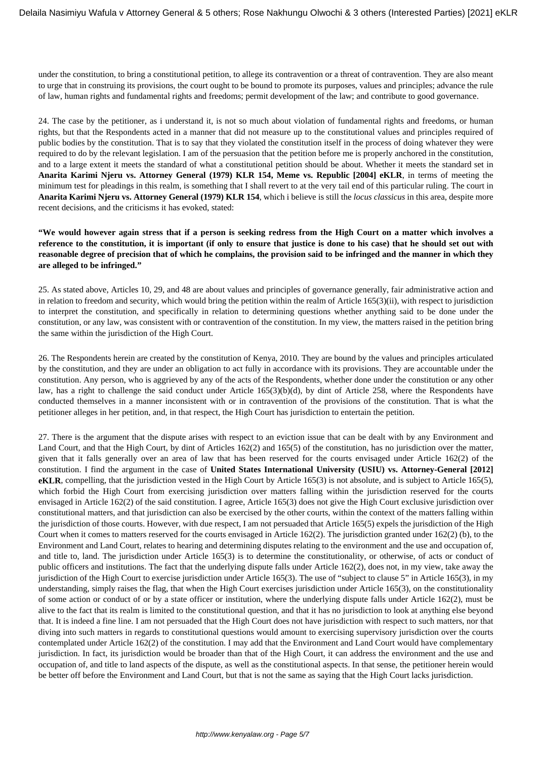under the constitution, to bring a constitutional petition, to allege its contravention or a threat of contravention. They are also meant to urge that in construing its provisions, the court ought to be bound to promote its purposes, values and principles; advance the rule of law, human rights and fundamental rights and freedoms; permit development of the law; and contribute to good governance.

24. The case by the petitioner, as i understand it, is not so much about violation of fundamental rights and freedoms, or human rights, but that the Respondents acted in a manner that did not measure up to the constitutional values and principles required of public bodies by the constitution. That is to say that they violated the constitution itself in the process of doing whatever they were required to do by the relevant legislation. I am of the persuasion that the petition before me is properly anchored in the constitution, and to a large extent it meets the standard of what a constitutional petition should be about. Whether it meets the standard set in **Anarita Karimi Njeru vs. Attorney General (1979) KLR 154, Meme vs. Republic [2004] eKLR**, in terms of meeting the minimum test for pleadings in this realm, is something that I shall revert to at the very tail end of this particular ruling. The court in **Anarita Karimi Njeru vs. Attorney General (1979) KLR 154**, which i believe is still the *locus classicus* in this area, despite more recent decisions, and the criticisms it has evoked, stated:

**"We would however again stress that if a person is seeking redress from the High Court on a matter which involves a reference to the constitution, it is important (if only to ensure that justice is done to his case) that he should set out with reasonable degree of precision that of which he complains, the provision said to be infringed and the manner in which they are alleged to be infringed."**

25. As stated above, Articles 10, 29, and 48 are about values and principles of governance generally, fair administrative action and in relation to freedom and security, which would bring the petition within the realm of Article 165(3)(ii), with respect to jurisdiction to interpret the constitution, and specifically in relation to determining questions whether anything said to be done under the constitution, or any law, was consistent with or contravention of the constitution. In my view, the matters raised in the petition bring the same within the jurisdiction of the High Court.

26. The Respondents herein are created by the constitution of Kenya, 2010. They are bound by the values and principles articulated by the constitution, and they are under an obligation to act fully in accordance with its provisions. They are accountable under the constitution. Any person, who is aggrieved by any of the acts of the Respondents, whether done under the constitution or any other law, has a right to challenge the said conduct under Article 165(3)(b)(d), by dint of Article 258, where the Respondents have conducted themselves in a manner inconsistent with or in contravention of the provisions of the constitution. That is what the petitioner alleges in her petition, and, in that respect, the High Court has jurisdiction to entertain the petition.

27. There is the argument that the dispute arises with respect to an eviction issue that can be dealt with by any Environment and Land Court, and that the High Court, by dint of Articles 162(2) and 165(5) of the constitution, has no jurisdiction over the matter, given that it falls generally over an area of law that has been reserved for the courts envisaged under Article 162(2) of the constitution. I find the argument in the case of **United States International University (USIU) vs. Attorney-General [2012] eKLR**, compelling, that the jurisdiction vested in the High Court by Article 165(3) is not absolute, and is subject to Article 165(5), which forbid the High Court from exercising jurisdiction over matters falling within the jurisdiction reserved for the courts envisaged in Article 162(2) of the said constitution. I agree, Article 165(3) does not give the High Court exclusive jurisdiction over constitutional matters, and that jurisdiction can also be exercised by the other courts, within the context of the matters falling within the jurisdiction of those courts. However, with due respect, I am not persuaded that Article 165(5) expels the jurisdiction of the High Court when it comes to matters reserved for the courts envisaged in Article 162(2). The jurisdiction granted under 162(2) (b), to the Environment and Land Court, relates to hearing and determining disputes relating to the environment and the use and occupation of, and title to, land. The jurisdiction under Article 165(3) is to determine the constitutionality, or otherwise, of acts or conduct of public officers and institutions. The fact that the underlying dispute falls under Article 162(2), does not, in my view, take away the jurisdiction of the High Court to exercise jurisdiction under Article 165(3). The use of "subject to clause 5" in Article 165(3), in my understanding, simply raises the flag, that when the High Court exercises jurisdiction under Article 165(3), on the constitutionality of some action or conduct of or by a state officer or institution, where the underlying dispute falls under Article 162(2), must be alive to the fact that its realm is limited to the constitutional question, and that it has no jurisdiction to look at anything else beyond that. It is indeed a fine line. I am not persuaded that the High Court does not have jurisdiction with respect to such matters, nor that diving into such matters in regards to constitutional questions would amount to exercising supervisory jurisdiction over the courts contemplated under Article 162(2) of the constitution. I may add that the Environment and Land Court would have complementary jurisdiction. In fact, its jurisdiction would be broader than that of the High Court, it can address the environment and the use and occupation of, and title to land aspects of the dispute, as well as the constitutional aspects. In that sense, the petitioner herein would be better off before the Environment and Land Court, but that is not the same as saying that the High Court lacks jurisdiction.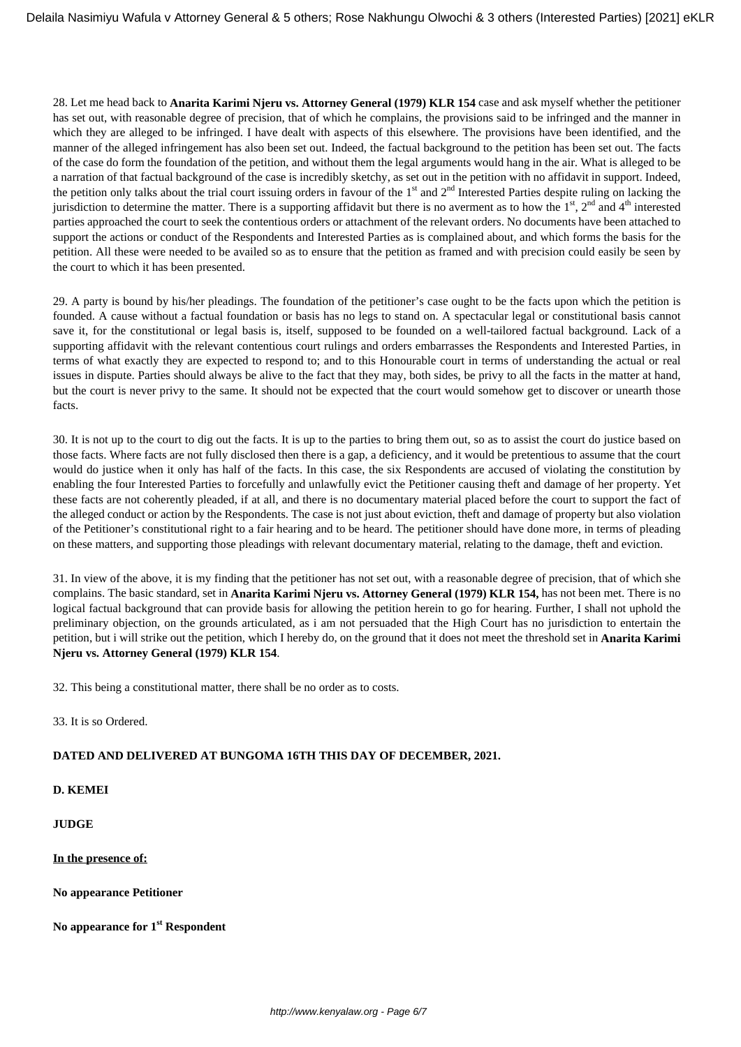28. Let me head back to **Anarita Karimi Njeru vs. Attorney General (1979) KLR 154** case and ask myself whether the petitioner has set out, with reasonable degree of precision, that of which he complains, the provisions said to be infringed and the manner in which they are alleged to be infringed. I have dealt with aspects of this elsewhere. The provisions have been identified, and the manner of the alleged infringement has also been set out. Indeed, the factual background to the petition has been set out. The facts of the case do form the foundation of the petition, and without them the legal arguments would hang in the air. What is alleged to be a narration of that factual background of the case is incredibly sketchy, as set out in the petition with no affidavit in support. Indeed, the petition only talks about the trial court issuing orders in favour of the 1st and 2nd Interested Parties despite ruling on lacking the jurisdiction to determine the matter. There is a supporting affidavit but there is no averment as to how the 1st, 2nd and 4th interested parties approached the court to seek the contentious orders or attachment of the relevant orders. No documents have been attached to support the actions or conduct of the Respondents and Interested Parties as is complained about, and which forms the basis for the petition. All these were needed to be availed so as to ensure that the petition as framed and with precision could easily be seen by the court to which it has been presented.

29. A party is bound by his/her pleadings. The foundation of the petitioner's case ought to be the facts upon which the petition is founded. A cause without a factual foundation or basis has no legs to stand on. A spectacular legal or constitutional basis cannot save it, for the constitutional or legal basis is, itself, supposed to be founded on a well-tailored factual background. Lack of a supporting affidavit with the relevant contentious court rulings and orders embarrasses the Respondents and Interested Parties, in terms of what exactly they are expected to respond to; and to this Honourable court in terms of understanding the actual or real issues in dispute. Parties should always be alive to the fact that they may, both sides, be privy to all the facts in the matter at hand, but the court is never privy to the same. It should not be expected that the court would somehow get to discover or unearth those facts.

30. It is not up to the court to dig out the facts. It is up to the parties to bring them out, so as to assist the court do justice based on those facts. Where facts are not fully disclosed then there is a gap, a deficiency, and it would be pretentious to assume that the court would do justice when it only has half of the facts. In this case, the six Respondents are accused of violating the constitution by enabling the four Interested Parties to forcefully and unlawfully evict the Petitioner causing theft and damage of her property. Yet these facts are not coherently pleaded, if at all, and there is no documentary material placed before the court to support the fact of the alleged conduct or action by the Respondents. The case is not just about eviction, theft and damage of property but also violation of the Petitioner's constitutional right to a fair hearing and to be heard. The petitioner should have done more, in terms of pleading on these matters, and supporting those pleadings with relevant documentary material, relating to the damage, theft and eviction.

31. In view of the above, it is my finding that the petitioner has not set out, with a reasonable degree of precision, that of which she complains. The basic standard, set in **Anarita Karimi Njeru vs. Attorney General (1979) KLR 154,** has not been met. There is no logical factual background that can provide basis for allowing the petition herein to go for hearing. Further, I shall not uphold the preliminary objection, on the grounds articulated, as i am not persuaded that the High Court has no jurisdiction to entertain the petition, but i will strike out the petition, which I hereby do, on the ground that it does not meet the threshold set in **Anarita Karimi Njeru vs. Attorney General (1979) KLR 154**.

32. This being a constitutional matter, there shall be no order as to costs.

33. It is so Ordered.

**DATED AND DELIVERED AT BUNGOMA 16TH THIS DAY OF DECEMBER, 2021.**

**D. KEMEI**

**JUDGE**

**In the presence of:**

**No appearance Petitioner**

**No appearance for 1st Respondent**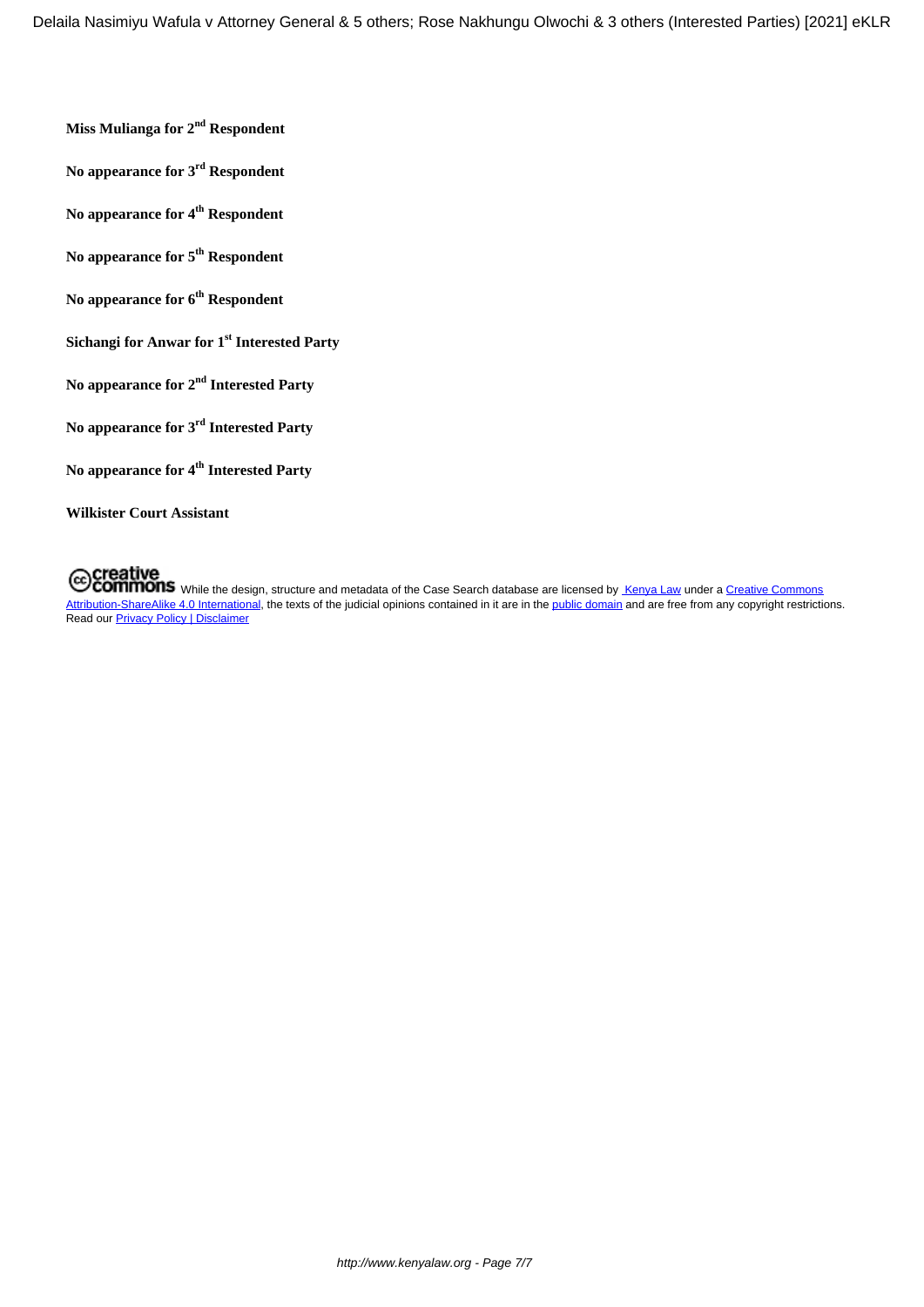**Miss Mulianga for 2nd Respondent**

**No appearance for 3rd Respondent**

**No appearance for 4th Respondent**

**No appearance for 5th Respondent**

**No appearance for 6th Respondent**

**Sichangi for Anwar for 1st Interested Party**

**No appearance for 2nd Interested Party**

**No appearance for 3rd Interested Party**

**No appearance for 4th Interested Party**

**Wilkister Court Assistant**

While the design, structure and metadata of the Case Search database are licensed by Kenya Law under a Creative Commons Attribution-ShareAlike 4.0 International, the texts of the judicial opinions contained in it are in the public domain and are free from any copyright restrictions. Read our Privacy Policy | Disclaimer